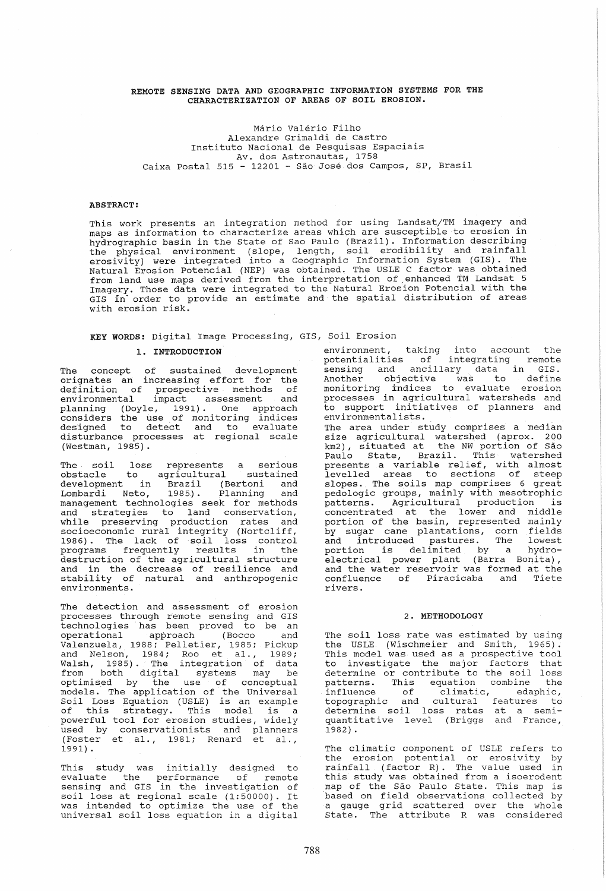# REMOTE SENSING DATA AND GEOGRAPHIC INFORMATION SYSTEMS FOR THE CHARACTERIZATION OF AREAS OF SOIL EROSION.

Mário Valério Filho
Alexandre Grimaldi de Castro
Instituto Nacional de Pesquisas Espaciais
Av. dos Astronautas, 1758
Caixa Postal 515 - 12201 - São José dos Campos, SP, Brasil

**ABSTRACT:**

This work presents an integration method for using Landsat/TM imagery and maps as information to characterize areas which are susceptible to erosion in hydrographic basin in the State of Sao Paulo (Brazil). Information describing the physical environment (slope, length, soil erodibility and rainfall erosivity) were integrated into a Geographic Information System (GIS). The Natural Erosion Potencial (NEP) was obtained. The USLE C factor was obtained from land use maps derived from the interpretation of enhanced TM Landsat 5 Imagery. Those data were integrated to the Natural Erosion Potencial with the GIS in order to provide an estimate and the spatial distribution of areas with erosion risk.

**KEY WORDS:** Digital Image Processing, GIS, Soil Erosion

## 1. INTRODUCTION

The concept of sustained development orignates an increasing effort for the definition of prospective methods of environmental impact assessment and planning (Doyle, 1991). One approach considers the use of monitoring indices designed to detect and to evaluate disturbance processes at regional scale (Westman, 1985).

The soil loss represents a serious obstacle to agricultural sustained development in Brazil (Bertoni and Lombardi Neto, 1985). Planning and management technologies seek for methods and strategies to land conservation, while preserving production rates and socioeconomic rural integrity (Nortcliff, 1986). The lack of soil loss control programs frequently results in the destruction of the agricultural structure and in the decrease of resilience and stability of natural and anthropogenic environments.

The detection and assessment of erosion processes through remote sensing and GIS technologies has been proved to be an operational approach (Bocco and Valenzuela, 1988; Pelletier, 1985; Pickup and Nelson, 1984; Roo et al., 1989; Walsh, 1985). The integration of data from both digital systems may be optimised by the use of conceptual models. The application of the Universal Soil Loss Equation (USLE) is an example of this strategy. This model is a powerful tool for erosion studies, widely used by conservationists and planners (Foster et al., 1981; Renard et al., 1991).

This study was initially designed to evaluate the performance of remote sensing and GIS in the investigation of soil loss at regional scale (1:50000). It was intended to optimize the use of the universal soil loss equation in a digital environment, taking into account the potentialities of integrating remote sensing and ancillary data in GIS. Another objective was to define monitoring indices to evaluate erosion processes in agricultural watersheds and to support initiatives of planners and environmentalists.

The area under study comprises a median size agricultural watershed (aprox. 200 km2), situated at the NW portion of São Paulo State, Brazil. This watershed presents a variable relief, with almost levelled areas to sections of steep slopes. The soils map comprises 6 great pedologic groups, mainly with mesotrophic patterns. Agricultural production is concentrated at the lower and middle portion of the basin, represented mainly by sugar cane plantations, corn fields and introduced pastures. The lowest portion is delimited by a hydro-electrical power plant (Barra Bonita), and the water reservoir was formed at the confluence of Piracicaba and Tiete rivers.

## 2. METHODOLOGY

The soil loss rate was estimated by using the USLE (Wischmeier and Smith, 1965). This model was used as a prospective tool to investigate the major factors that determine or contribute to the soil loss patterns. This equation combine the influence of climatic, edaphic, topographic and cultural features to determine soil loss rates at a semi-quantitative level (Briggs and France, 1982).

The climatic component of USLE refers to the erosion potential or erosivity by rainfall (factor R). The value used in this study was obtained from a isoerodent map of the São Paulo State. This map is based on field observations collected by a gauge grid scattered over the whole State. The attribute R was considered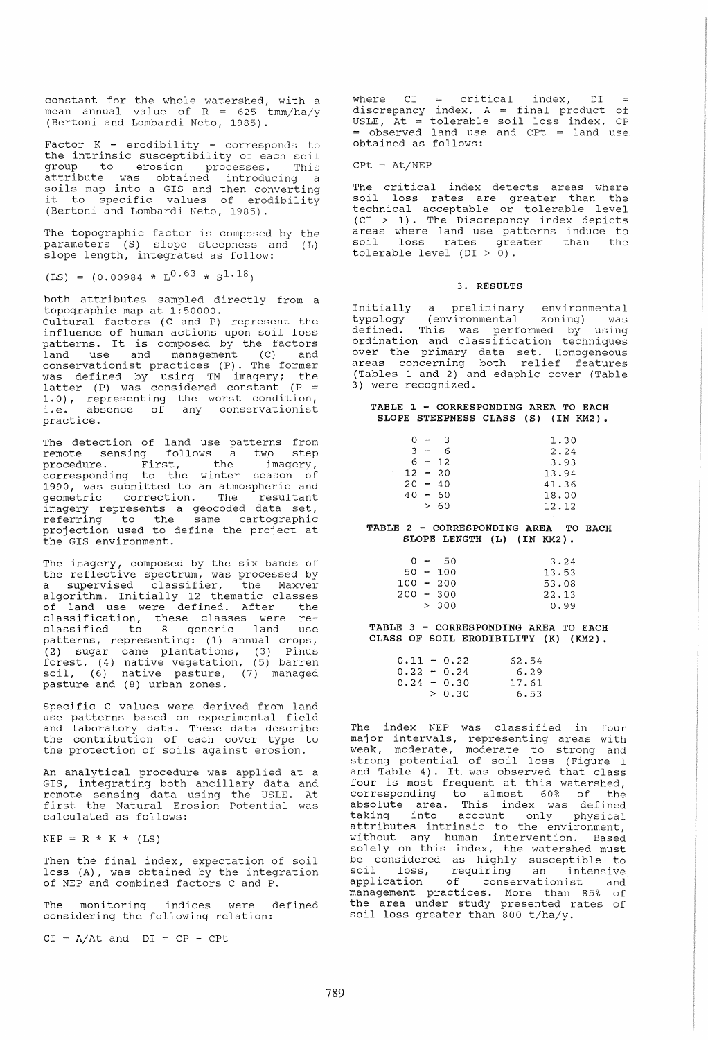constant for the whole watershed, with a mean annual value of R = 625 tmm/ha/y (Bertoni and Lombardi Neto, 1985).

Factor K - erodibility - corresponds to the intrinsic susceptibility of each soil group to erosion processes. This attribute was obtained introducing a soils map into a GIS and then converting it to specific values of erodibility (Bertoni and Lombardi Neto, 1985).

The topographic factor is composed by the parameters (S) slope steepness and (L) slope length, integrated as follow:

$$(LS) = (0.00984 * L^{0.63} * S^{1.18})$$

both attributes sampled directly from a topographic map at 1:50000.

Cultural factors (C and P) represent the influence of human actions upon soil loss patterns. It is composed by the factors land use and management (C) and conservationist practices (P). The former was defined by using TM imagery; the latter (P) was considered constant (P = 1.0), representing the worst condition, i.e. absence of any conservationist practice.

The detection of land use patterns from remote sensing follows a two step procedure. First, the imagery, corresponding to the winter season of 1990, was submitted to an atmospheric and geometric correction. The resultant imagery represents a geocoded data set, referring to the same cartographic projection used to define the project at the GIS environment.

The imagery, composed by the six bands of the reflective spectrum, was processed by a supervised classifier, the Maxver algorithm. Initially 12 thematic classes of land use were defined. After the classification, these classes were re-classified to 8 generic land use patterns, representing: (1) annual crops, (2) sugar cane plantations, (3) Pinus forest, (4) native vegetation, (5) barren soil, (6) native pasture, (7) managed pasture and (8) urban zones.

Specific C values were derived from land use patterns based on experimental field and laboratory data. These data describe the contribution of each cover type to the protection of soils against erosion.

An analytical procedure was applied at a GIS, integrating both ancillary data and remote sensing data using the USLE. At first the Natural Erosion Potential was calculated as follows:

$$NEP = R * K * (LS)$$

Then the final index, expectation of soil loss (A), was obtained by the integration of NEP and combined factors C and P.

The monitoring indices were defined considering the following relation:

$$CI = A/At \text{ and } DI = CP - CPt$$

where CI = critical index, DI = discrepancy index, A = final product of USLE, At = tolerable soil loss index, CP = observed land use and CPt = land use obtained as follows:

$$CPt = At/NEP$$

The critical index detects areas where soil loss rates are greater than the technical acceptable or tolerable level (CI > 1). The Discrepancy index depicts areas where land use patterns induce to soil loss rates greater than the tolerable level (DI > 0).

## 3. RESULTS

Initially a preliminary environmental typology (environmental zoning) was defined. This was performed by using ordination and classification techniques over the primary data set. Homogeneous areas concerning both relief features (Tables 1 and 2) and edaphic cover (Table 3) were recognized.

**TABLE 1 - CORRESPONDING AREA TO EACH SLOPE STEEPNESS CLASS (S) (IN KM2).**

| | |
|---|---|
| 0 - 3 | 1.30 |
| 3 - 6 | 2.24 |
| 6 - 12 | 3.93 |
| 12 - 20 | 13.94 |
| 20 - 40 | 41.36 |
| 40 - 60 | 18.00 |
| > 60 | 12.12 |

**TABLE 2 - CORRESPONDING AREA TO EACH SLOPE LENGTH (L) (IN KM2).**

| | |
|---|---|
| 0 - 50 | 3.24 |
| 50 - 100 | 13.53 |
| 100 - 200 | 53.08 |
| 200 - 300 | 22.13 |
| > 300 | 0.99 |

**TABLE 3 - CORRESPONDING AREA TO EACH CLASS OF SOIL ERODIBILITY (K) (KM2).**

| | |
|---|---|
| 0.11 - 0.22 | 62.54 |
| 0.22 - 0.24 | 6.29 |
| 0.24 - 0.30 | 17.61 |
| > 0.30 | 6.53 |

The index NEP was classified in four major intervals, representing areas with weak, moderate, moderate to strong and strong potential of soil loss (Figure 1 and Table 4). It was observed that class four is most frequent at this watershed, corresponding to almost 60% of the absolute area. This index was defined taking into account only physical attributes intrinsic to the environment, without any human intervention. Based solely on this index, the watershed must be considered as highly susceptible to soil loss, requiring an intensive application of conservationist and management practices. More than 85% of the area under study presented rates of soil loss greater than 800 t/ha/y.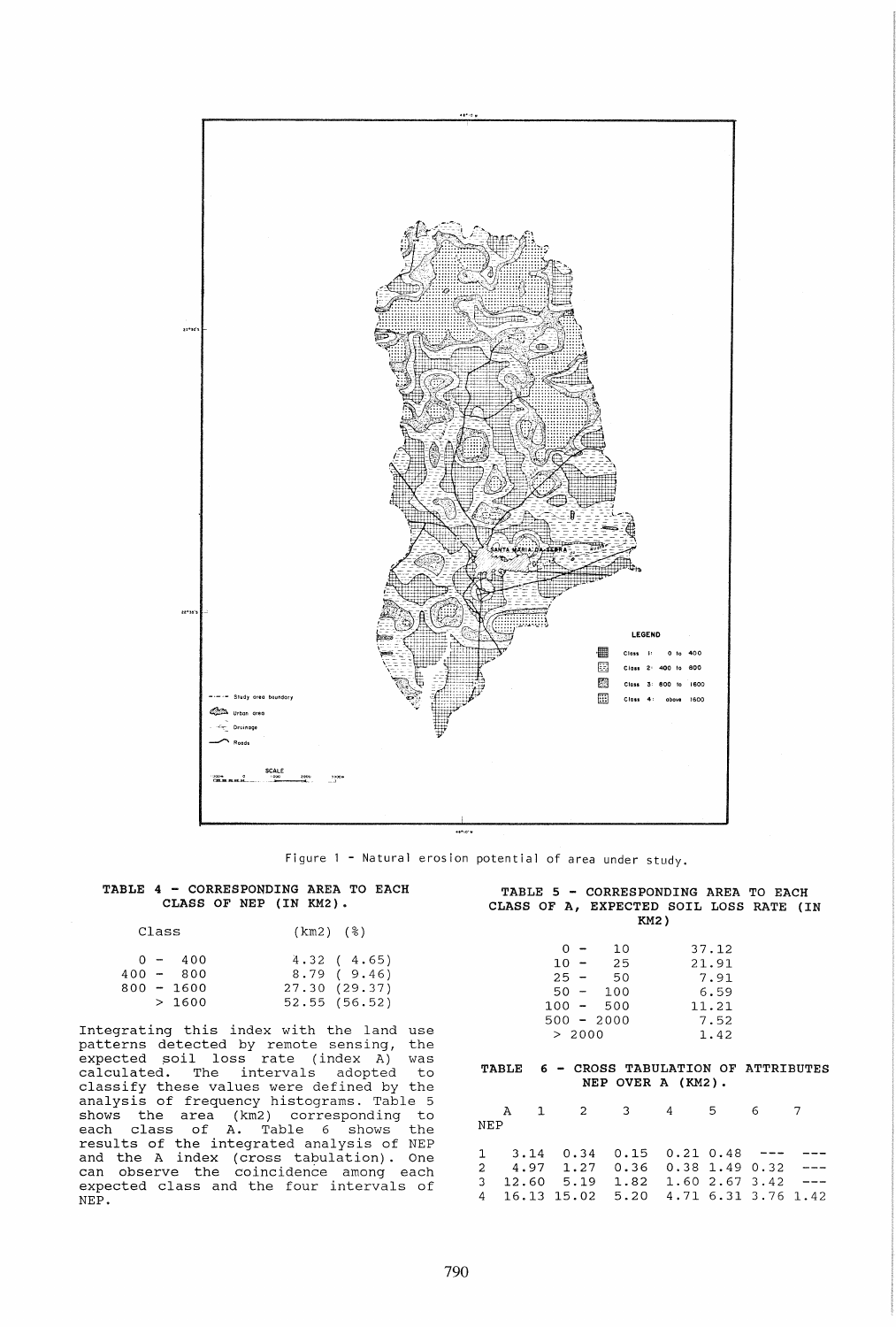Figure 1 - Natural erosion potential of area under study.

**TABLE 4 - CORRESPONDING AREA TO EACH CLASS OF NEP (IN KM2).**

| Class | (km2) | (%) |
|---|---|---|
| 0 - 400 | 4.32 | ( 4.65) |
| 400 - 800 | 8.79 | ( 9.46) |
| 800 - 1600 | 27.30 | (29.37) |
| > 1600 | 52.55 | (56.52) |

Integrating this index with the land use patterns detected by remote sensing, the expected soil loss rate (index A) was calculated. The intervals adopted to classify these values were defined by the analysis of frequency histograms. Table 5 shows the area (km2) corresponding to each class of A. Table 6 shows the results of the integrated analysis of NEP and the A index (cross tabulation). One can observe the coincidence among each expected class and the four intervals of NEP.

**TABLE 5 - CORRESPONDING AREA TO EACH CLASS OF A, EXPECTED SOIL LOSS RATE (IN KM2)**

| Class | Area |
|---|---|
| 0 - 10 | 37.12 |
| 10 - 25 | 21.91 |
| 25 - 50 | 7.91 |
| 50 - 100 | 6.59 |
| 100 - 500 | 11.21 |
| 500 - 2000 | 7.52 |
| > 2000 | 1.42 |

**TABLE 6 - CROSS TABULATION OF ATTRIBUTES NEP OVER A (KM2).**

| NEP \ A | 1 | 2 | 3 | 4 | 5 | 6 | 7 |
|---|---|---|---|---|---|---|---|
| 1 | 3.14 | 0.34 | 0.15 | 0.21 | 0.48 | --- | --- |
| 2 | 4.97 | 1.27 | 0.36 | 0.38 | 1.49 | 0.32 | --- |
| 3 | 12.60 | 5.19 | 1.82 | 1.60 | 2.67 | 3.42 | --- |
| 4 | 16.13 | 15.02 | 5.20 | 4.71 | 6.31 | 3.76 | 1.42 |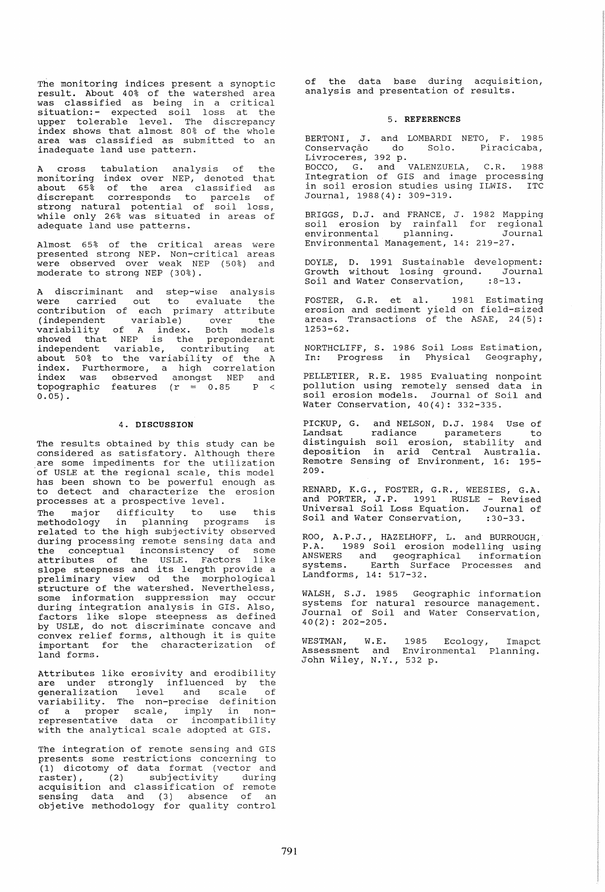The monitoring indices present a synoptic result. About 40% of the watershed area was classified as being in a critical situation:- expected soil loss at the upper tolerable level. The discrepancy index shows that almost 80% of the whole area was classified as submitted to an inadequate land use pattern.

A cross tabulation analysis of the monitoring index over NEP, denoted that about 65% of the area classified as discrepant corresponds to parcels of strong natural potential of soil loss, while only 26% was situated in areas of adequate land use patterns.

Almost 65% of the critical areas were presented strong NEP. Non-critical areas were observed over weak NEP (50%) and moderate to strong NEP (30%).

A discriminant and step-wise analysis were carried out to evaluate the contribution of each primary attribute (independent variable) over the variability of A index. Both models showed that NEP is the preponderant independent variable, contributing at about 50% to the variability of the A index. Furthermore, a high correlation index was observed amongst NEP and topographic features ($r = 0.85$ $P < 0.05$).

## 4. DISCUSSION

The results obtained by this study can be considered as satisfactory. Although there are some impediments for the utilization of USLE at the regional scale, this model has been shown to be powerful enough as to detect and characterize the erosion processes at a prospective level.

The major difficulty to use this methodology in planning programs is related to the high subjectivity observed during processing remote sensing data and the conceptual inconsistency of some attributes of the USLE. Factors like slope steepness and its length provide a preliminary view od the morphological structure of the watershed. Nevertheless, some information suppression may occur during integration analysis in GIS. Also, factors like slope steepness as defined by USLE, do not discriminate concave and convex relief forms, although it is quite important for the characterization of land forms.

Attributes like erosivity and erodibility are under strongly influenced by the generalization level and scale of variability. The non-precise definition of a proper scale, imply in non-representative data or incompatibility with the analytical scale adopted at GIS.

The integration of remote sensing and GIS presents some restrictions concerning to (1) dicotomy of data format (vector and raster), (2) subjectivity during acquisition and classification of remote sensing data and (3) absence of an objetive methodology for quality control of the data base during acquisition, analysis and presentation of results.

## 5. REFERENCES

BERTONI, J. and LOMBARDI NETO, F. 1985 Conservação do Solo. Piracicaba, Livroceres, 392 p.

BOCCO, G. and VALENZUELA, C.R. 1988 Integration of GIS and image processing in soil erosion studies using ILWIS. ITC Journal, 1988(4): 309-319.

BRIGGS, D.J. and FRANCE, J. 1982 Mapping soil erosion by rainfall for regional environmental planning. Journal Environmental Management, 14: 219-27.

DOYLE, D. 1991 Sustainable development: Growth without losing ground. Journal Soil and Water Conservation, :8-13.

FOSTER, G.R. et al. 1981 Estimating erosion and sediment yield on field-sized areas. Transactions of the ASAE, 24(5): 1253-62.

NORTHCLIFF, S. 1986 Soil Loss Estimation, In: Progress in Physical Geography,

PELLETIER, R.E. 1985 Evaluating nonpoint pollution using remotely sensed data in soil erosion models. Journal of Soil and Water Conservation, 40(4): 332-335.

PICKUP, G. and NELSON, D.J. 1984 Use of Landsat radiance parameters to distinguish soil erosion, stability and deposition in arid Central Australia. Remotre Sensing of Environment, 16: 195-209.

RENARD, K.G., FOSTER, G.R., WEESIES, G.A. and PORTER, J.P. 1991 RUSLE - Revised Universal Soil Loss Equation. Journal of Soil and Water Conservation, :30-33.

ROO, A.P.J., HAZELHOFF, L. and BURROUGH, P.A. 1989 Soil erosion modelling using ANSWERS and geographical information systems. Earth Surface Processes and Landforms, 14: 517-32.

WALSH, S.J. 1985 Geographic information systems for natural resource management. Journal of Soil and Water Conservation, 40(2): 202-205.

WESTMAN, W.E. 1985 Ecology, Imapct Assessment and Environmental Planning. John Wiley, N.Y., 532 p.